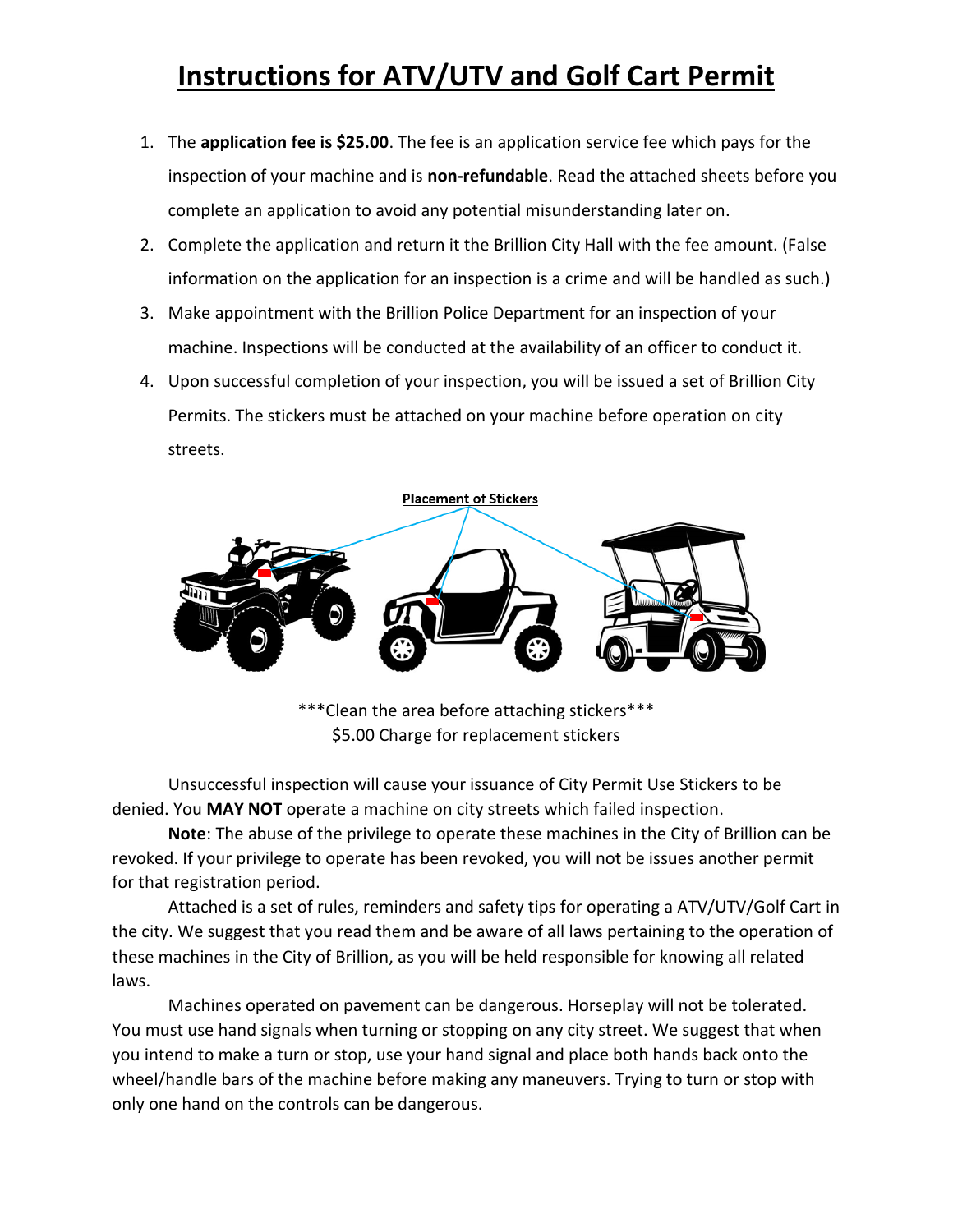# Instructions for ATV/UTV and Golf Cart Permit

1. The **application fee is $25.00**. The fee is an application service fee which pays for the inspection of your machine and is **non-refundable**. Read the attached sheets before you complete an application to avoid any potential misunderstanding later on.
2. Complete the application and return it the Brillion City Hall with the fee amount. (False information on the application for an inspection is a crime and will be handled as such.)
3. Make appointment with the Brillion Police Department for an inspection of your machine. Inspections will be conducted at the availability of an officer to conduct it.
4. Upon successful completion of your inspection, you will be issued a set of Brillion City Permits. The stickers must be attached on your machine before operation on city streets.

**Placement of Stickers**

\*\*\*Clean the area before attaching stickers\*\*\*
$5.00 Charge for replacement stickers

Unsuccessful inspection will cause your issuance of City Permit Use Stickers to be denied. You **MAY NOT** operate a machine on city streets which failed inspection.

**Note**: The abuse of the privilege to operate these machines in the City of Brillion can be revoked. If your privilege to operate has been revoked, you will not be issues another permit for that registration period.

Attached is a set of rules, reminders and safety tips for operating a ATV/UTV/Golf Cart in the city. We suggest that you read them and be aware of all laws pertaining to the operation of these machines in the City of Brillion, as you will be held responsible for knowing all related laws.

Machines operated on pavement can be dangerous. Horseplay will not be tolerated. You must use hand signals when turning or stopping on any city street. We suggest that when you intend to make a turn or stop, use your hand signal and place both hands back onto the wheel/handle bars of the machine before making any maneuvers. Trying to turn or stop with only one hand on the controls can be dangerous.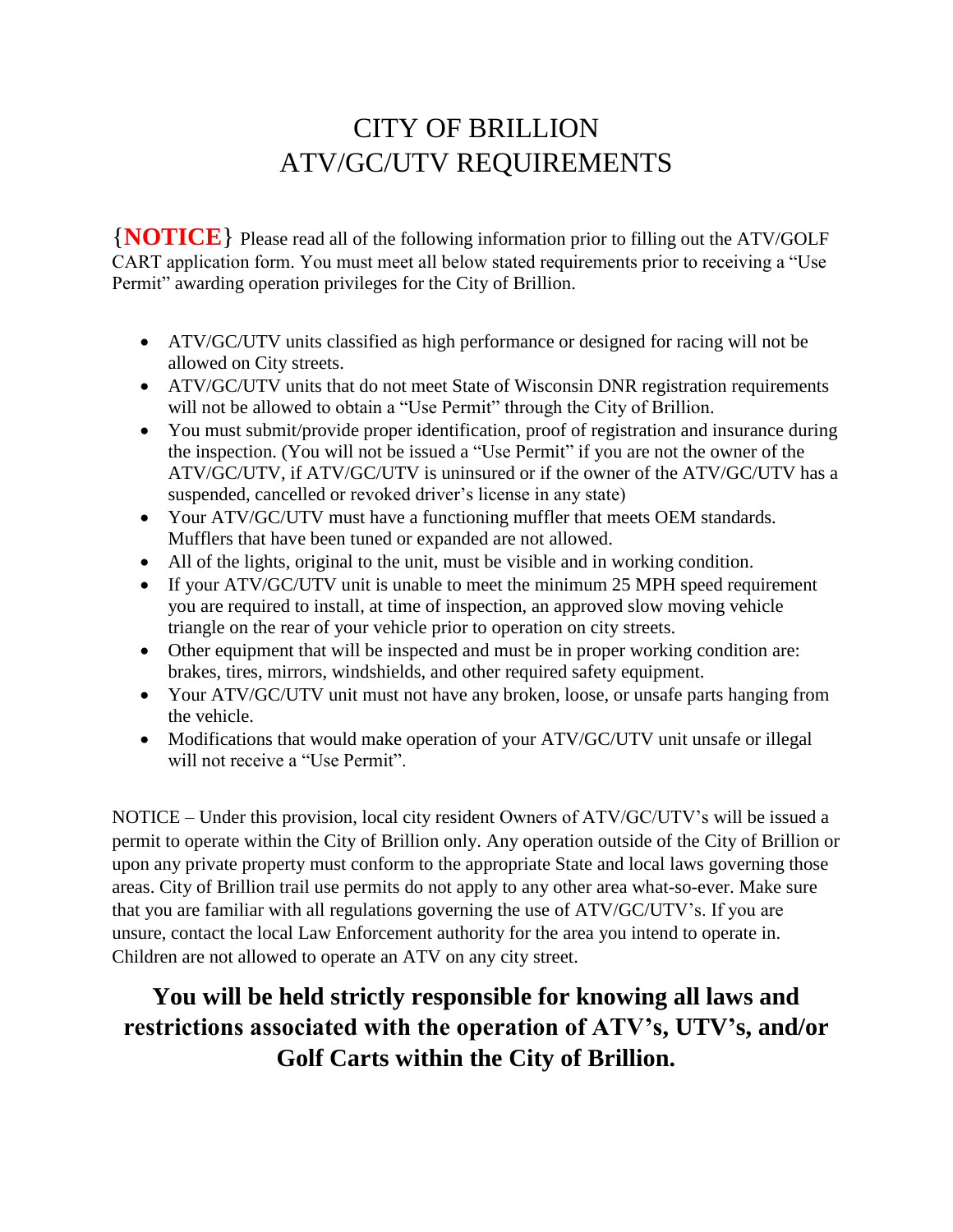# CITY OF BRILLION
# ATV/GC/UTV REQUIREMENTS

{**NOTICE**} Please read all of the following information prior to filling out the ATV/GOLF CART application form. You must meet all below stated requirements prior to receiving a "Use Permit" awarding operation privileges for the City of Brillion.

- ATV/GC/UTV units classified as high performance or designed for racing will not be allowed on City streets.
- ATV/GC/UTV units that do not meet State of Wisconsin DNR registration requirements will not be allowed to obtain a "Use Permit" through the City of Brillion.
- You must submit/provide proper identification, proof of registration and insurance during the inspection. (You will not be issued a "Use Permit" if you are not the owner of the ATV/GC/UTV, if ATV/GC/UTV is uninsured or if the owner of the ATV/GC/UTV has a suspended, cancelled or revoked driver's license in any state)
- Your ATV/GC/UTV must have a functioning muffler that meets OEM standards. Mufflers that have been tuned or expanded are not allowed.
- All of the lights, original to the unit, must be visible and in working condition.
- If your ATV/GC/UTV unit is unable to meet the minimum 25 MPH speed requirement you are required to install, at time of inspection, an approved slow moving vehicle triangle on the rear of your vehicle prior to operation on city streets.
- Other equipment that will be inspected and must be in proper working condition are: brakes, tires, mirrors, windshields, and other required safety equipment.
- Your ATV/GC/UTV unit must not have any broken, loose, or unsafe parts hanging from the vehicle.
- Modifications that would make operation of your ATV/GC/UTV unit unsafe or illegal will not receive a "Use Permit".

NOTICE – Under this provision, local city resident Owners of ATV/GC/UTV's will be issued a permit to operate within the City of Brillion only. Any operation outside of the City of Brillion or upon any private property must conform to the appropriate State and local laws governing those areas. City of Brillion trail use permits do not apply to any other area what-so-ever. Make sure that you are familiar with all regulations governing the use of ATV/GC/UTV's. If you are unsure, contact the local Law Enforcement authority for the area you intend to operate in. Children are not allowed to operate an ATV on any city street.

**You will be held strictly responsible for knowing all laws and restrictions associated with the operation of ATV's, UTV's, and/or Golf Carts within the City of Brillion.**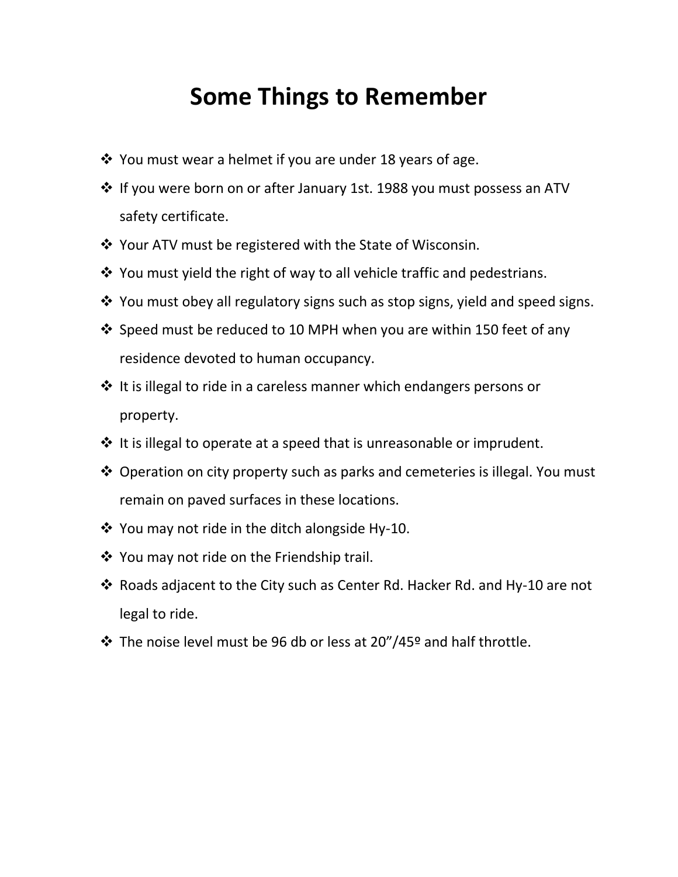# Some Things to Remember

- You must wear a helmet if you are under 18 years of age.
- If you were born on or after January 1st. 1988 you must possess an ATV safety certificate.
- Your ATV must be registered with the State of Wisconsin.
- You must yield the right of way to all vehicle traffic and pedestrians.
- You must obey all regulatory signs such as stop signs, yield and speed signs.
- Speed must be reduced to 10 MPH when you are within 150 feet of any residence devoted to human occupancy.
- It is illegal to ride in a careless manner which endangers persons or property.
- It is illegal to operate at a speed that is unreasonable or imprudent.
- Operation on city property such as parks and cemeteries is illegal. You must remain on paved surfaces in these locations.
- You may not ride in the ditch alongside Hy-10.
- You may not ride on the Friendship trail.
- Roads adjacent to the City such as Center Rd. Hacker Rd. and Hy-10 are not legal to ride.
- The noise level must be 96 db or less at 20”/45º and half throttle.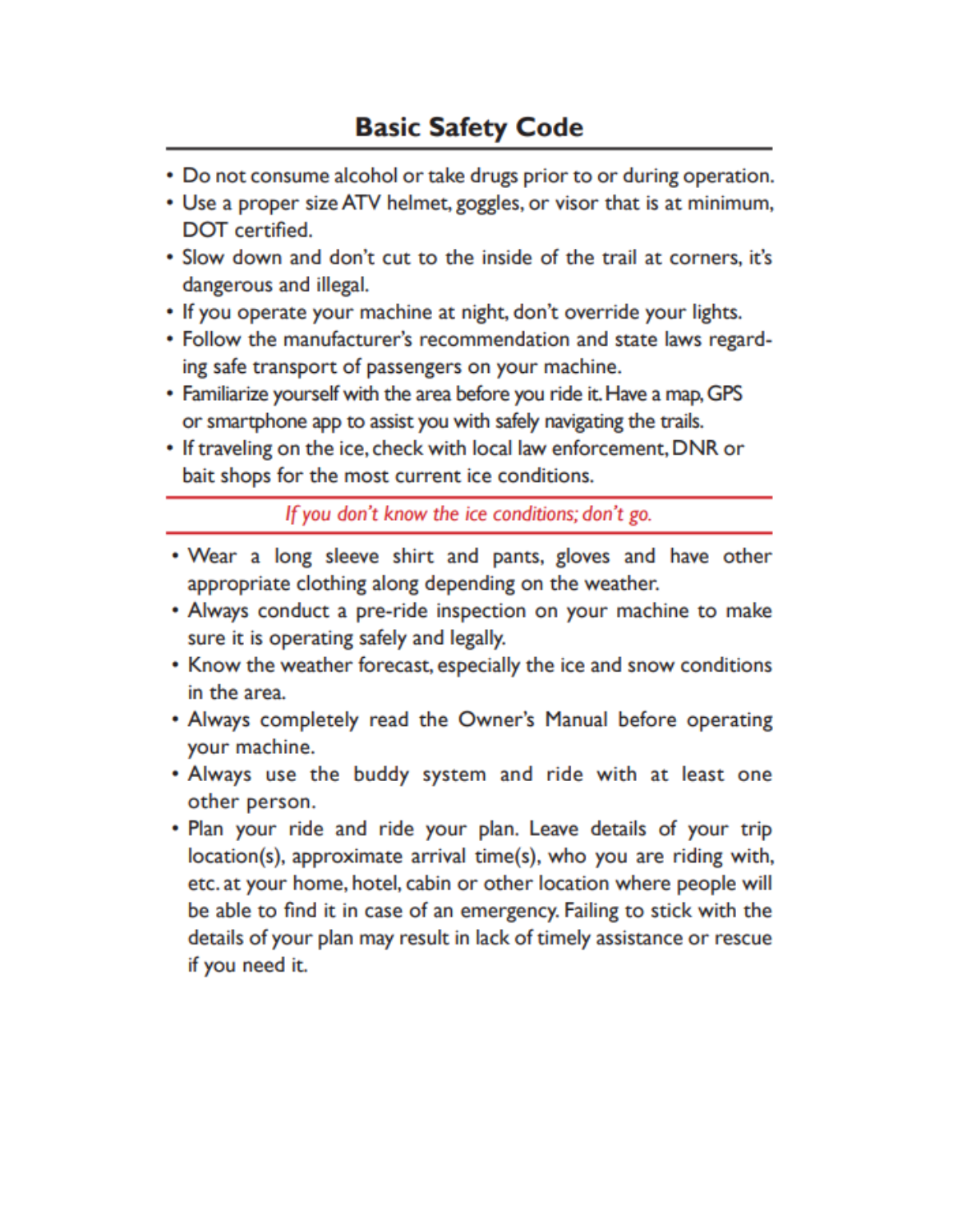## Basic Safety Code

- Do not consume alcohol or take drugs prior to or during operation.
- Use a proper size ATV helmet, goggles, or visor that is at minimum, DOT certified.
- Slow down and don't cut to the inside of the trail at corners, it's dangerous and illegal.
- If you operate your machine at night, don't override your lights.
- Follow the manufacturer's recommendation and state laws regarding safe transport of passengers on your machine.
- Familiarize yourself with the area before you ride it. Have a map, GPS or smartphone app to assist you with safely navigating the trails.
- If traveling on the ice, check with local law enforcement, DNR or bait shops for the most current ice conditions.

*If you don't know the ice conditions; don't go.*

- Wear a long sleeve shirt and pants, gloves and have other appropriate clothing along depending on the weather.
- Always conduct a pre-ride inspection on your machine to make sure it is operating safely and legally.
- Know the weather forecast, especially the ice and snow conditions in the area.
- Always completely read the Owner's Manual before operating your machine.
- Always use the buddy system and ride with at least one other person.
- Plan your ride and ride your plan. Leave details of your trip location(s), approximate arrival time(s), who you are riding with, etc. at your home, hotel, cabin or other location where people will be able to find it in case of an emergency. Failing to stick with the details of your plan may result in lack of timely assistance or rescue if you need it.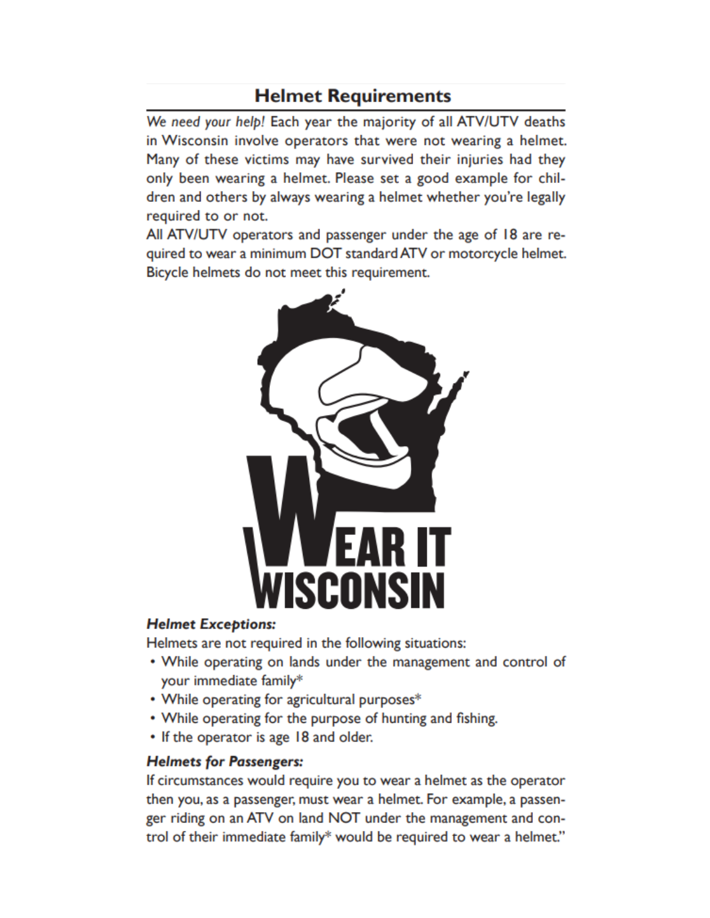## Helmet Requirements

*We need your help!* Each year the majority of all ATV/UTV deaths in Wisconsin involve operators that were not wearing a helmet. Many of these victims may have survived their injuries had they only been wearing a helmet. Please set a good example for children and others by always wearing a helmet whether you're legally required to or not.

All ATV/UTV operators and passenger under the age of 18 are required to wear a minimum DOT standard ATV or motorcycle helmet. Bicycle helmets do not meet this requirement.

### *Helmet Exceptions:*

Helmets are not required in the following situations:

- While operating on lands under the management and control of your immediate family*
- While operating for agricultural purposes*
- While operating for the purpose of hunting and fishing.
- If the operator is age 18 and older.

### *Helmets for Passengers:*

If circumstances would require you to wear a helmet as the operator then you, as a passenger, must wear a helmet. For example, a passenger riding on an ATV on land NOT under the management and control of their immediate family* would be required to wear a helmet."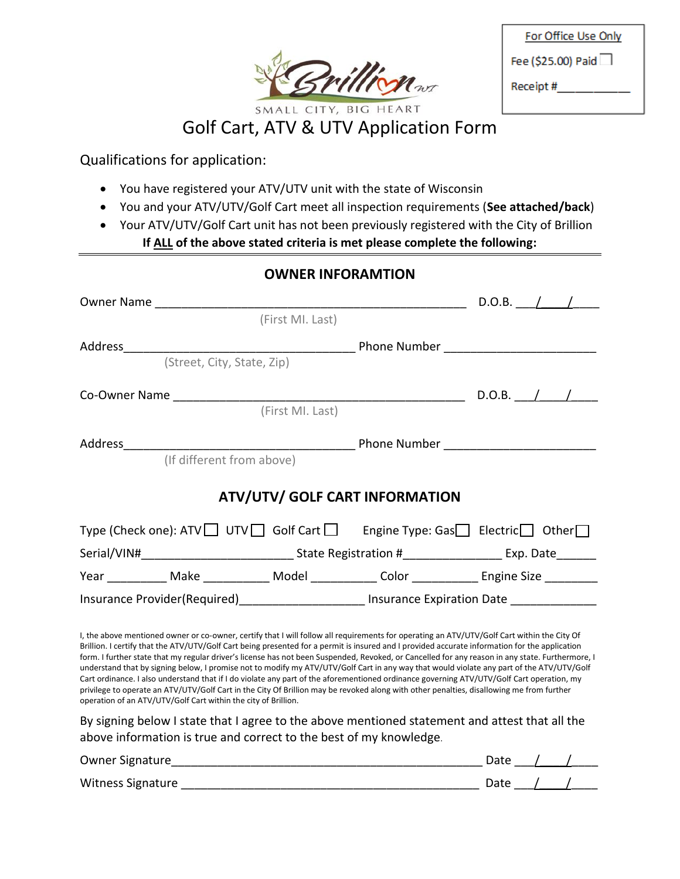| For Office Use Only |
| --- |
| Fee ($25.00) Paid ☐ |
| Receipt #___________ |

Brillion WI

SMALL CITY, BIG HEART

# Golf Cart, ATV & UTV Application Form

Qualifications for application:

- You have registered your ATV/UTV unit with the state of Wisconsin
- You and your ATV/UTV/Golf Cart meet all inspection requirements (**See attached/back**)
- Your ATV/UTV/Golf Cart unit has not been previously registered with the City of Brillion

**If ALL of the above stated criteria is met please complete the following:**

---

## OWNER INFORAMTION

Owner Name ______________________________________________ D.O.B. ___/___/____
(First MI. Last)

Address__________________________________ Phone Number ______________________
(Street, City, State, Zip)

Co-Owner Name ___________________________________________ D.O.B. ___/___/____
(First MI. Last)

Address__________________________________ Phone Number ______________________
(If different from above)

## ATV/UTV/ GOLF CART INFORMATION

Type (Check one): ATV ☐ UTV ☐ Golf Cart ☐ Engine Type: Gas ☐ Electric ☐ Other ☐

Serial/VIN#______________________ State Registration #______________ Exp. Date______

Year _________ Make __________ Model __________ Color __________ Engine Size ________

Insurance Provider(Required)___________________ Insurance Expiration Date _____________

I, the above mentioned owner or co-owner, certify that I will follow all requirements for operating an ATV/UTV/Golf Cart within the City Of Brillion. I certify that the ATV/UTV/Golf Cart being presented for a permit is insured and I provided accurate information for the application form. I further state that my regular driver's license has not been Suspended, Revoked, or Cancelled for any reason in any state. Furthermore, I understand that by signing below, I promise not to modify my ATV/UTV/Golf Cart in any way that would violate any part of the ATV/UTV/Golf Cart ordinance. I also understand that if I do violate any part of the aforementioned ordinance governing ATV/UTV/Golf Cart operation, my privilege to operate an ATV/UTV/Golf Cart in the City Of Brillion may be revoked along with other penalties, disallowing me from further operation of an ATV/UTV/Golf Cart within the city of Brillion.

By signing below I state that I agree to the above mentioned statement and attest that all the above information is true and correct to the best of my knowledge.

Owner Signature_______________________________________________ Date ___/___/____

Witness Signature _____________________________________________ Date ___/___/____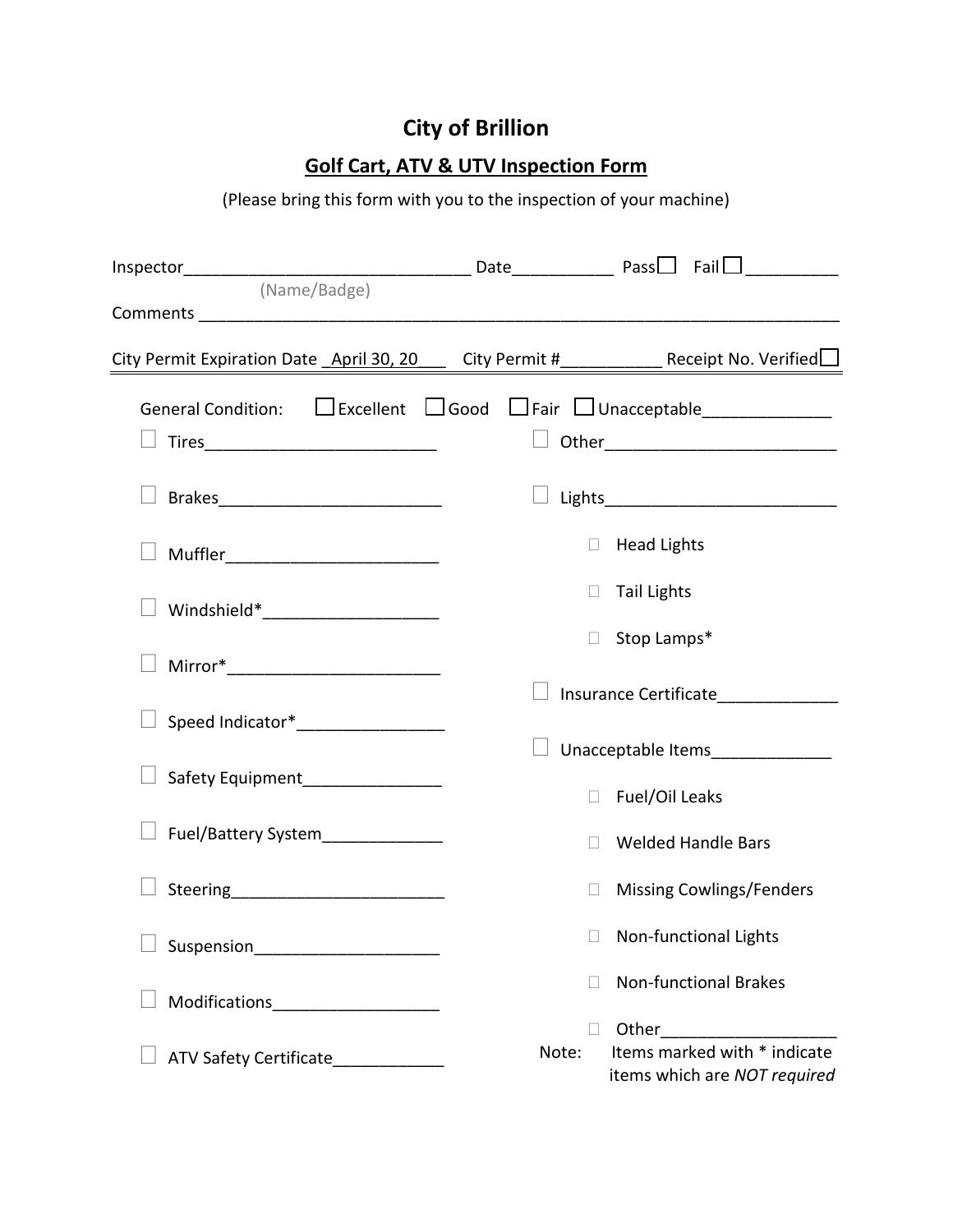# City of Brillion

## Golf Cart, ATV & UTV Inspection Form

(Please bring this form with you to the inspection of your machine)

Inspector_______________________________ Date___________ Pass ☐ Fail ☐ __________
(Name/Badge)

Comments ___________________________________________________________________________

City Permit Expiration Date _April 30, 20___ City Permit #___________ Receipt No. Verified ☐

---

General Condition: ☐ Excellent ☐ Good ☐ Fair ☐ Unacceptable______________

- ☐ Tires_________________________
- ☐ Brakes_________________________
- ☐ Muffler_______________________
- ☐ Windshield*___________________
- ☐ Mirror*_______________________
- ☐ Speed Indicator*________________
- ☐ Safety Equipment_______________
- ☐ Fuel/Battery System_____________
- ☐ Steering_______________________
- ☐ Suspension____________________
- ☐ Modifications__________________
- ☐ ATV Safety Certificate____________

- ☐ Other_________________________
- ☐ Lights_________________________
  - ☐ Head Lights
  - ☐ Tail Lights
  - ☐ Stop Lamps*
- ☐ Insurance Certificate_____________
- ☐ Unacceptable Items_____________
  - ☐ Fuel/Oil Leaks
  - ☐ Welded Handle Bars
  - ☐ Missing Cowlings/Fenders
  - ☐ Non-functional Lights
  - ☐ Non-functional Brakes
  - ☐ Other___________________

Note: Items marked with * indicate items which are *NOT required*